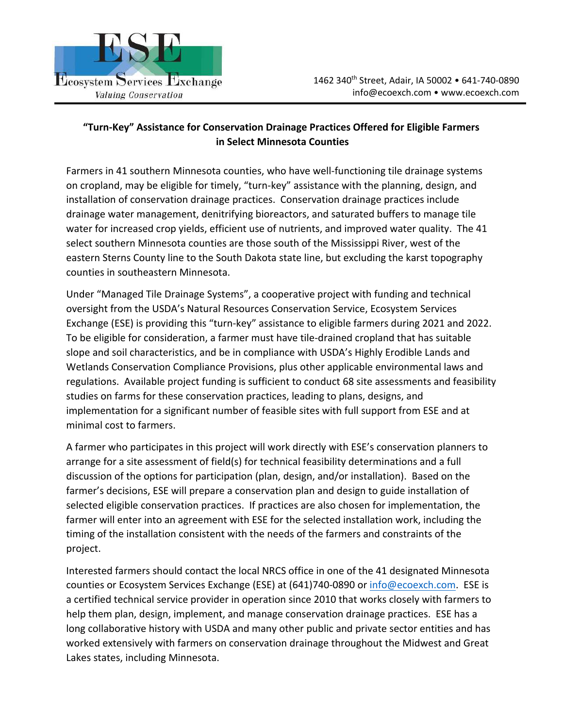**ESE**

**Ecosystem Services Exchange**

*Valuing Conservation*

1462 340th Street, Adair, IA 50002 • 641-740-0890
info@ecoexch.com • www.ecoexch.com

## "Turn-Key" Assistance for Conservation Drainage Practices Offered for Eligible Farmers in Select Minnesota Counties

Farmers in 41 southern Minnesota counties, who have well-functioning tile drainage systems on cropland, may be eligible for timely, "turn-key" assistance with the planning, design, and installation of conservation drainage practices. Conservation drainage practices include drainage water management, denitrifying bioreactors, and saturated buffers to manage tile water for increased crop yields, efficient use of nutrients, and improved water quality. The 41 select southern Minnesota counties are those south of the Mississippi River, west of the eastern Sterns County line to the South Dakota state line, but excluding the karst topography counties in southeastern Minnesota.

Under "Managed Tile Drainage Systems", a cooperative project with funding and technical oversight from the USDA's Natural Resources Conservation Service, Ecosystem Services Exchange (ESE) is providing this "turn-key" assistance to eligible farmers during 2021 and 2022. To be eligible for consideration, a farmer must have tile-drained cropland that has suitable slope and soil characteristics, and be in compliance with USDA's Highly Erodible Lands and Wetlands Conservation Compliance Provisions, plus other applicable environmental laws and regulations. Available project funding is sufficient to conduct 68 site assessments and feasibility studies on farms for these conservation practices, leading to plans, designs, and implementation for a significant number of feasible sites with full support from ESE and at minimal cost to farmers.

A farmer who participates in this project will work directly with ESE's conservation planners to arrange for a site assessment of field(s) for technical feasibility determinations and a full discussion of the options for participation (plan, design, and/or installation). Based on the farmer's decisions, ESE will prepare a conservation plan and design to guide installation of selected eligible conservation practices. If practices are also chosen for implementation, the farmer will enter into an agreement with ESE for the selected installation work, including the timing of the installation consistent with the needs of the farmers and constraints of the project.

Interested farmers should contact the local NRCS office in one of the 41 designated Minnesota counties or Ecosystem Services Exchange (ESE) at (641)740-0890 or info@ecoexch.com. ESE is a certified technical service provider in operation since 2010 that works closely with farmers to help them plan, design, implement, and manage conservation drainage practices. ESE has a long collaborative history with USDA and many other public and private sector entities and has worked extensively with farmers on conservation drainage throughout the Midwest and Great Lakes states, including Minnesota.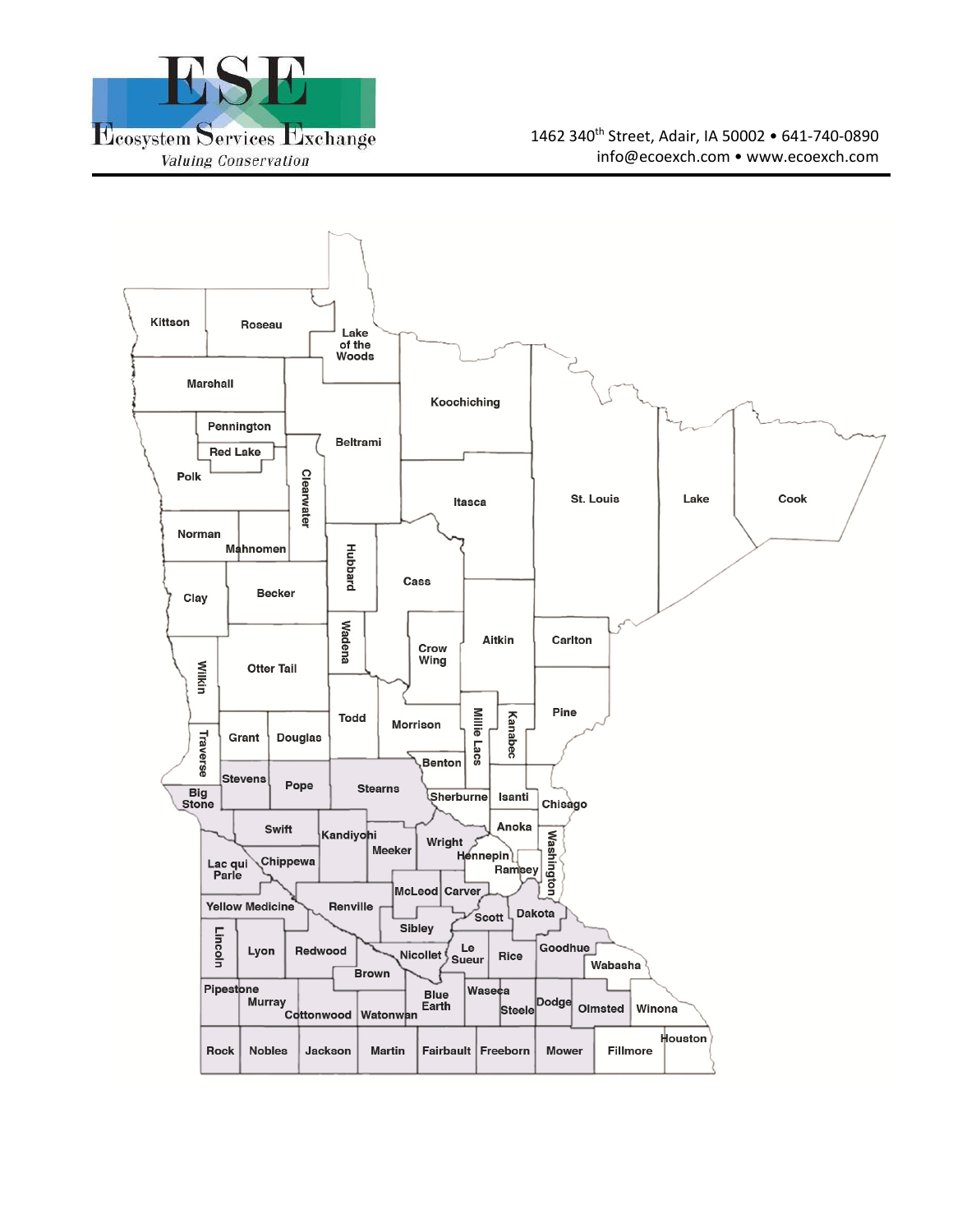Kittson
Roseau
Lake of the Woods
Marshall
Koochiching
Pennington
Red Lake
Beltrami
Polk
Clearwater
Itasca
St. Louis
Lake
Cook
Norman
Mahnomen
Hubbard
Cass
Clay
Becker
Wadena
Crow Wing
Aitkin
Carlton
Wilkin
Otter Tail
Todd
Morrison
Mille Lacs
Kanabec
Pine
Traverse
Grant
Douglas
Benton
Stevens
Pope
Stearns
Sherburne
Isanti
Chisago
Big Stone
Swift
Kandiyohi
Meeker
Wright
Anoka
Hennepin
Ramsey
Washington
Lac qui Parle
Chippewa
McLeod
Carver
Yellow Medicine
Renville
Scott
Dakota
Sibley
Lincoln
Lyon
Redwood
Nicollet
Le Sueur
Rice
Goodhue
Wabasha
Brown
Pipestone
Murray
Cottonwood
Watonwan
Blue Earth
Waseca
Steele
Dodge
Olmsted
Winona
Rock
Nobles
Jackson
Martin
Fairbault
Freeborn
Mower
Fillmore
Houston